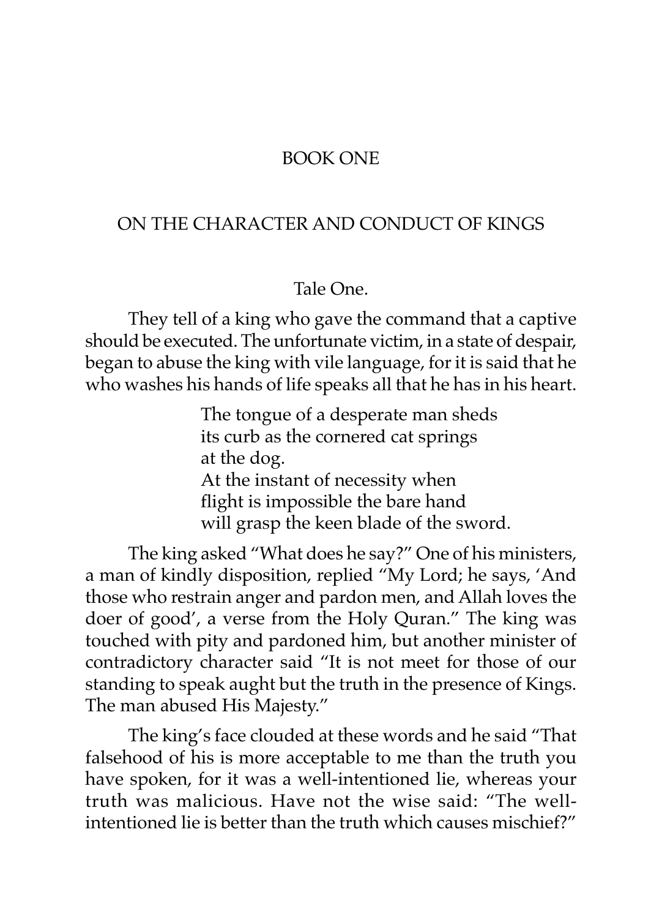# BOOK ONE

## ON THE CHARACTER AND CONDUCT OF KINGS

### Tale One.

They tell of a king who gave the command that a captive should be executed. The unfortunate victim, in a state of despair, began to abuse the king with vile language, for it is said that he who washes his hands of life speaks all that he has in his heart.

> The tongue of a desperate man sheds
> its curb as the cornered cat springs
> at the dog.
> At the instant of necessity when
> flight is impossible the bare hand
> will grasp the keen blade of the sword.

The king asked "What does he say?" One of his ministers, a man of kindly disposition, replied "My Lord; he says, 'And those who restrain anger and pardon men, and Allah loves the doer of good', a verse from the Holy Quran." The king was touched with pity and pardoned him, but another minister of contradictory character said "It is not meet for those of our standing to speak aught but the truth in the presence of Kings. The man abused His Majesty."

The king's face clouded at these words and he said "That falsehood of his is more acceptable to me than the truth you have spoken, for it was a well-intentioned lie, whereas your truth was malicious. Have not the wise said: "The well-intentioned lie is better than the truth which causes mischief?"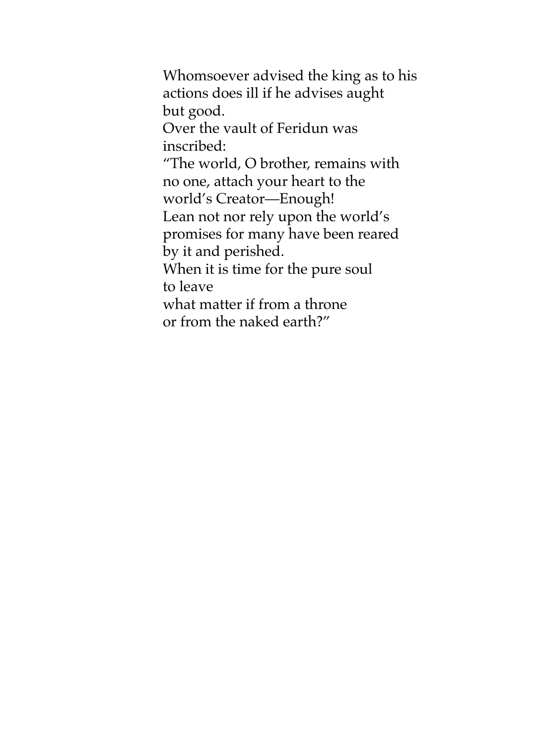Whomsoever advised the king as to his actions does ill if he advises aught but good.
Over the vault of Feridun was inscribed:
"The world, O brother, remains with no one, attach your heart to the world's Creator—Enough!
Lean not nor rely upon the world's promises for many have been reared by it and perished.
When it is time for the pure soul
to leave
what matter if from a throne
or from the naked earth?"